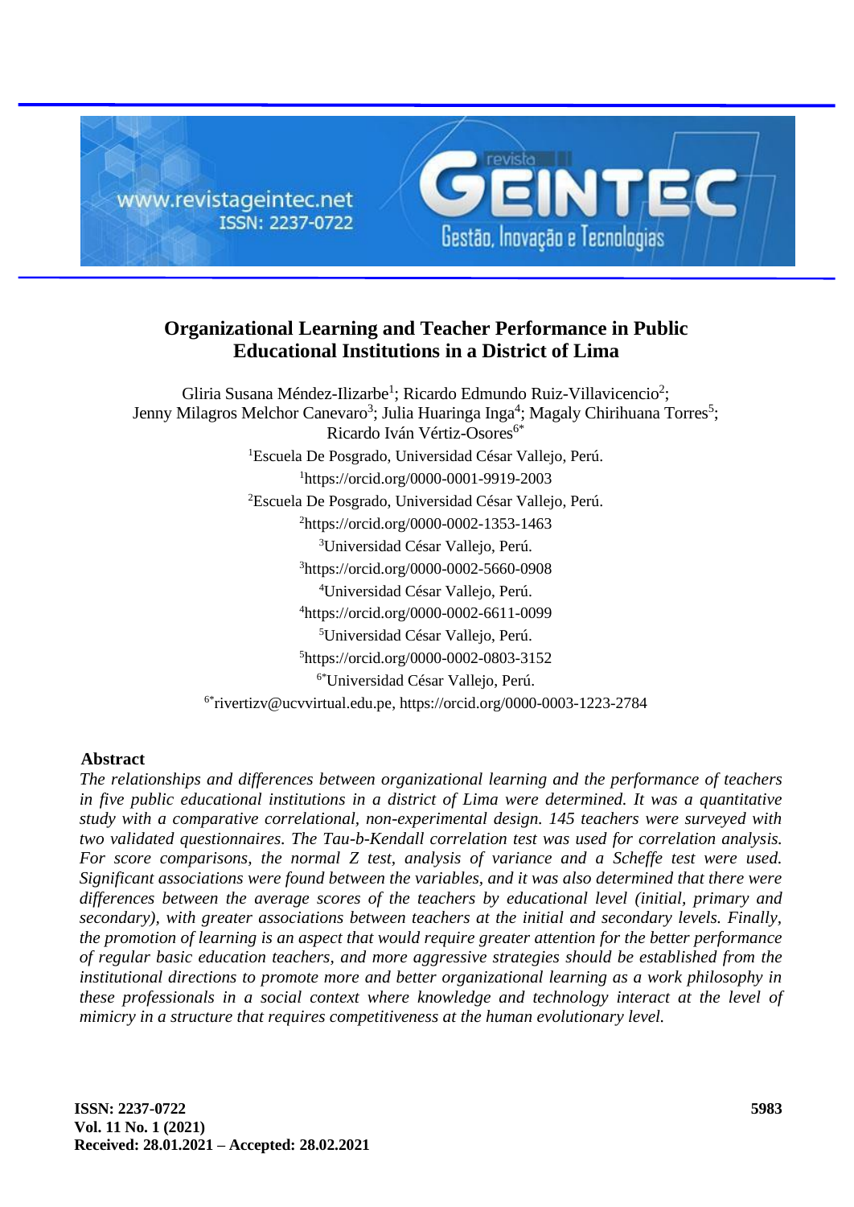# Organizational Learning and Teacher Performance in Public Educational Institutions in a District of Lima

Gliria Susana Méndez-Ilizarbe[1]; Ricardo Edmundo Ruiz-Villavicencio[2]; Jenny Milagros Melchor Canevaro[3]; Julia Huaringa Inga[4]; Magaly Chirihuana Torres[5]; Ricardo Iván Vértiz-Osores[6*]

[1]Escuela De Posgrado, Universidad César Vallejo, Perú.
[1]https://orcid.org/0000-0001-9919-2003
[2]Escuela De Posgrado, Universidad César Vallejo, Perú.
[2]https://orcid.org/0000-0002-1353-1463
[3]Universidad César Vallejo, Perú.
[3]https://orcid.org/0000-0002-5660-0908
[4]Universidad César Vallejo, Perú.
[4]https://orcid.org/0000-0002-6611-0099
[5]Universidad César Vallejo, Perú.
[5]https://orcid.org/0000-0002-0803-3152
[6*]Universidad César Vallejo, Perú.
[6*]rivertizv@ucvvirtual.edu.pe, https://orcid.org/0000-0003-1223-2784

## Abstract

*The relationships and differences between organizational learning and the performance of teachers in five public educational institutions in a district of Lima were determined. It was a quantitative study with a comparative correlational, non-experimental design. 145 teachers were surveyed with two validated questionnaires. The Tau-b-Kendall correlation test was used for correlation analysis. For score comparisons, the normal Z test, analysis of variance and a Scheffe test were used. Significant associations were found between the variables, and it was also determined that there were differences between the average scores of the teachers by educational level (initial, primary and secondary), with greater associations between teachers at the initial and secondary levels. Finally, the promotion of learning is an aspect that would require greater attention for the better performance of regular basic education teachers, and more aggressive strategies should be established from the institutional directions to promote more and better organizational learning as a work philosophy in these professionals in a social context where knowledge and technology interact at the level of mimicry in a structure that requires competitiveness at the human evolutionary level.*

**Received: 28.01.2021 – Accepted: 28.02.2021**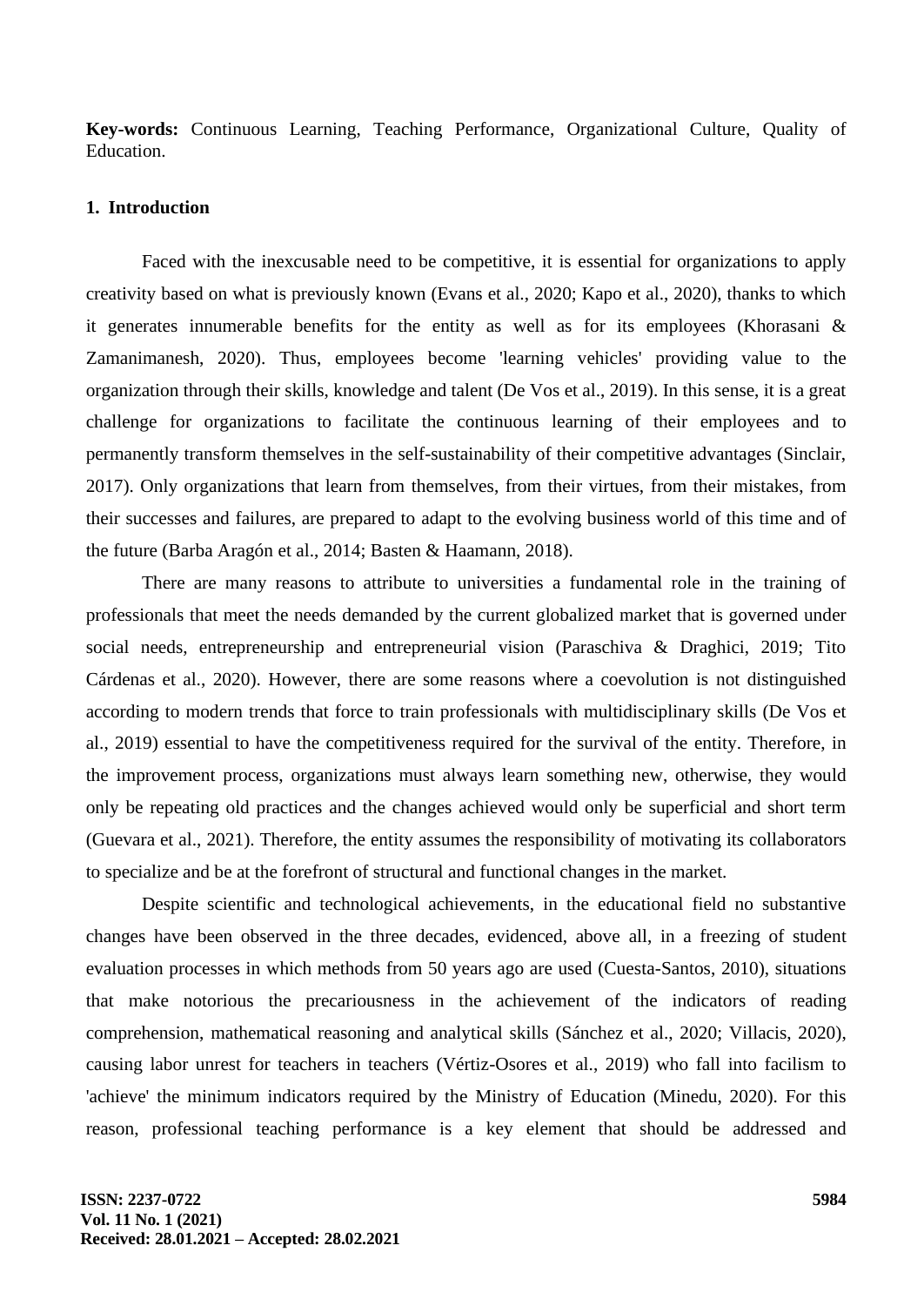**Key-words:** Continuous Learning, Teaching Performance, Organizational Culture, Quality of Education.

## 1. Introduction

Faced with the inexcusable need to be competitive, it is essential for organizations to apply creativity based on what is previously known (Evans et al., 2020; Kapo et al., 2020), thanks to which it generates innumerable benefits for the entity as well as for its employees (Khorasani & Zamanimanesh, 2020). Thus, employees become 'learning vehicles' providing value to the organization through their skills, knowledge and talent (De Vos et al., 2019). In this sense, it is a great challenge for organizations to facilitate the continuous learning of their employees and to permanently transform themselves in the self-sustainability of their competitive advantages (Sinclair, 2017). Only organizations that learn from themselves, from their virtues, from their mistakes, from their successes and failures, are prepared to adapt to the evolving business world of this time and of the future (Barba Aragón et al., 2014; Basten & Haamann, 2018).

There are many reasons to attribute to universities a fundamental role in the training of professionals that meet the needs demanded by the current globalized market that is governed under social needs, entrepreneurship and entrepreneurial vision (Paraschiva & Draghici, 2019; Tito Cárdenas et al., 2020). However, there are some reasons where a coevolution is not distinguished according to modern trends that force to train professionals with multidisciplinary skills (De Vos et al., 2019) essential to have the competitiveness required for the survival of the entity. Therefore, in the improvement process, organizations must always learn something new, otherwise, they would only be repeating old practices and the changes achieved would only be superficial and short term (Guevara et al., 2021). Therefore, the entity assumes the responsibility of motivating its collaborators to specialize and be at the forefront of structural and functional changes in the market.

Despite scientific and technological achievements, in the educational field no substantive changes have been observed in the three decades, evidenced, above all, in a freezing of student evaluation processes in which methods from 50 years ago are used (Cuesta-Santos, 2010), situations that make notorious the precariousness in the achievement of the indicators of reading comprehension, mathematical reasoning and analytical skills (Sánchez et al., 2020; Villacis, 2020), causing labor unrest for teachers in teachers (Vértiz-Osores et al., 2019) who fall into facilism to 'achieve' the minimum indicators required by the Ministry of Education (Minedu, 2020). For this reason, professional teaching performance is a key element that should be addressed and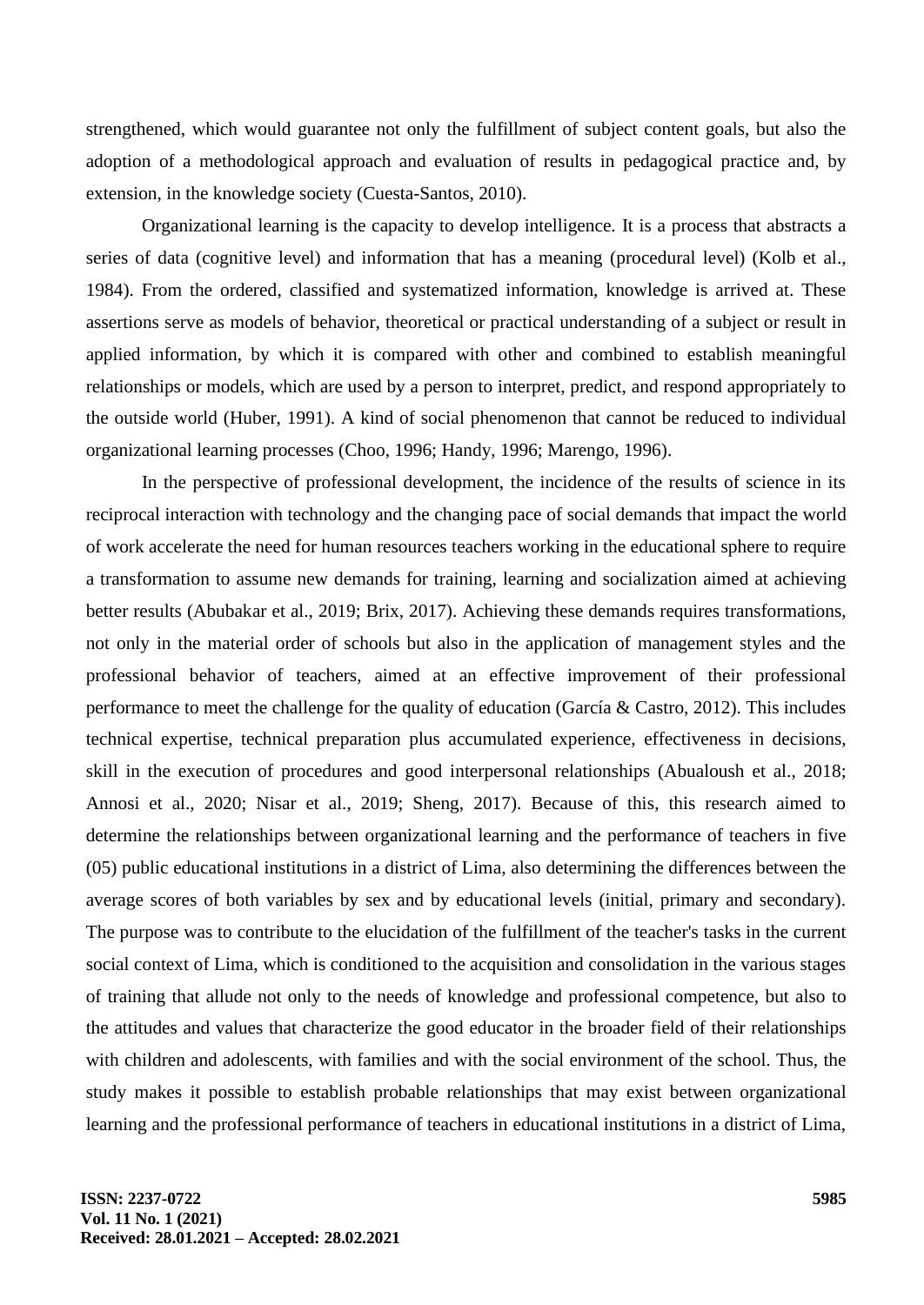strengthened, which would guarantee not only the fulfillment of subject content goals, but also the adoption of a methodological approach and evaluation of results in pedagogical practice and, by extension, in the knowledge society (Cuesta-Santos, 2010).

Organizational learning is the capacity to develop intelligence. It is a process that abstracts a series of data (cognitive level) and information that has a meaning (procedural level) (Kolb et al., 1984). From the ordered, classified and systematized information, knowledge is arrived at. These assertions serve as models of behavior, theoretical or practical understanding of a subject or result in applied information, by which it is compared with other and combined to establish meaningful relationships or models, which are used by a person to interpret, predict, and respond appropriately to the outside world (Huber, 1991). A kind of social phenomenon that cannot be reduced to individual organizational learning processes (Choo, 1996; Handy, 1996; Marengo, 1996).

In the perspective of professional development, the incidence of the results of science in its reciprocal interaction with technology and the changing pace of social demands that impact the world of work accelerate the need for human resources teachers working in the educational sphere to require a transformation to assume new demands for training, learning and socialization aimed at achieving better results (Abubakar et al., 2019; Brix, 2017). Achieving these demands requires transformations, not only in the material order of schools but also in the application of management styles and the professional behavior of teachers, aimed at an effective improvement of their professional performance to meet the challenge for the quality of education (García & Castro, 2012). This includes technical expertise, technical preparation plus accumulated experience, effectiveness in decisions, skill in the execution of procedures and good interpersonal relationships (Abualoush et al., 2018; Annosi et al., 2020; Nisar et al., 2019; Sheng, 2017). Because of this, this research aimed to determine the relationships between organizational learning and the performance of teachers in five (05) public educational institutions in a district of Lima, also determining the differences between the average scores of both variables by sex and by educational levels (initial, primary and secondary). The purpose was to contribute to the elucidation of the fulfillment of the teacher's tasks in the current social context of Lima, which is conditioned to the acquisition and consolidation in the various stages of training that allude not only to the needs of knowledge and professional competence, but also to the attitudes and values that characterize the good educator in the broader field of their relationships with children and adolescents, with families and with the social environment of the school. Thus, the study makes it possible to establish probable relationships that may exist between organizational learning and the professional performance of teachers in educational institutions in a district of Lima,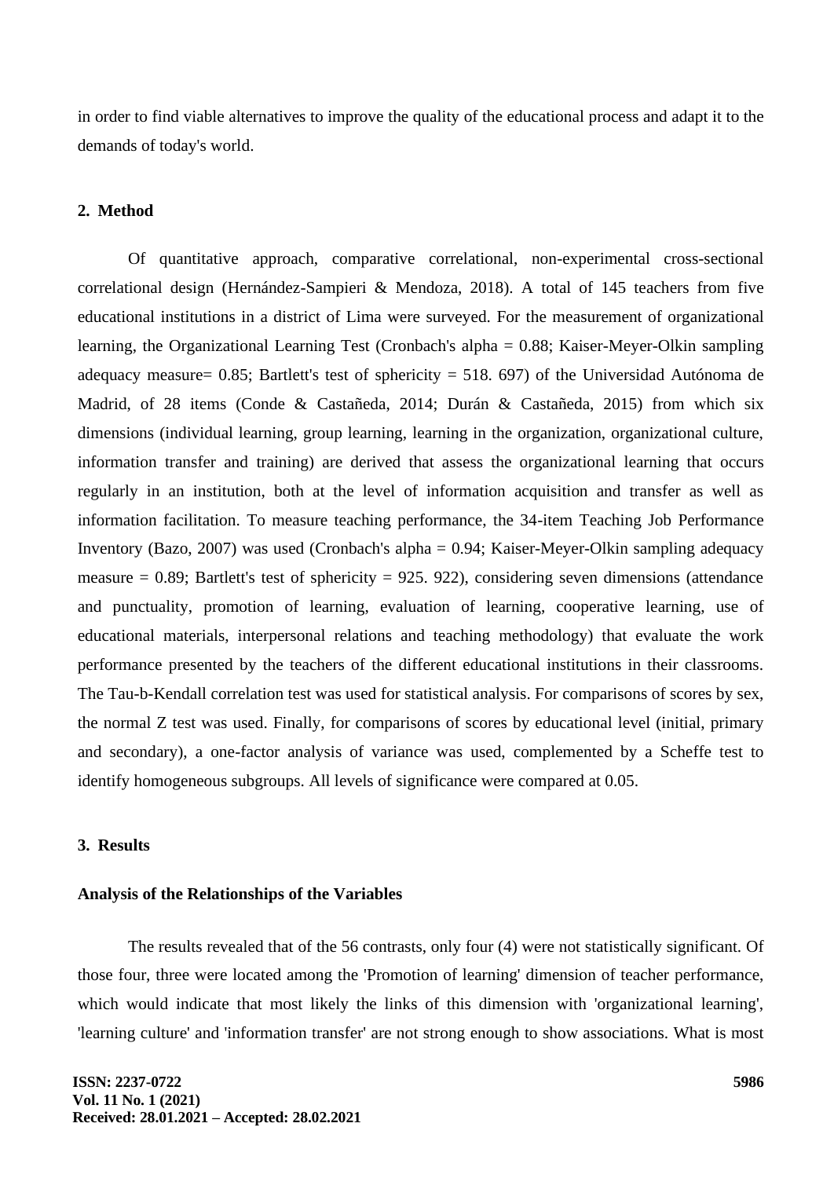in order to find viable alternatives to improve the quality of the educational process and adapt it to the demands of today's world.

## 2. Method

Of quantitative approach, comparative correlational, non-experimental cross-sectional correlational design (Hernández-Sampieri & Mendoza, 2018). A total of 145 teachers from five educational institutions in a district of Lima were surveyed. For the measurement of organizational learning, the Organizational Learning Test (Cronbach's alpha = 0.88; Kaiser-Meyer-Olkin sampling adequacy measure= 0.85; Bartlett's test of sphericity = 518. 697) of the Universidad Autónoma de Madrid, of 28 items (Conde & Castañeda, 2014; Durán & Castañeda, 2015) from which six dimensions (individual learning, group learning, learning in the organization, organizational culture, information transfer and training) are derived that assess the organizational learning that occurs regularly in an institution, both at the level of information acquisition and transfer as well as information facilitation. To measure teaching performance, the 34-item Teaching Job Performance Inventory (Bazo, 2007) was used (Cronbach's alpha = 0.94; Kaiser-Meyer-Olkin sampling adequacy measure = 0.89; Bartlett's test of sphericity = 925. 922), considering seven dimensions (attendance and punctuality, promotion of learning, evaluation of learning, cooperative learning, use of educational materials, interpersonal relations and teaching methodology) that evaluate the work performance presented by the teachers of the different educational institutions in their classrooms. The Tau-b-Kendall correlation test was used for statistical analysis. For comparisons of scores by sex, the normal Z test was used. Finally, for comparisons of scores by educational level (initial, primary and secondary), a one-factor analysis of variance was used, complemented by a Scheffe test to identify homogeneous subgroups. All levels of significance were compared at 0.05.

## 3. Results

### Analysis of the Relationships of the Variables

The results revealed that of the 56 contrasts, only four (4) were not statistically significant. Of those four, three were located among the 'Promotion of learning' dimension of teacher performance, which would indicate that most likely the links of this dimension with 'organizational learning', 'learning culture' and 'information transfer' are not strong enough to show associations. What is most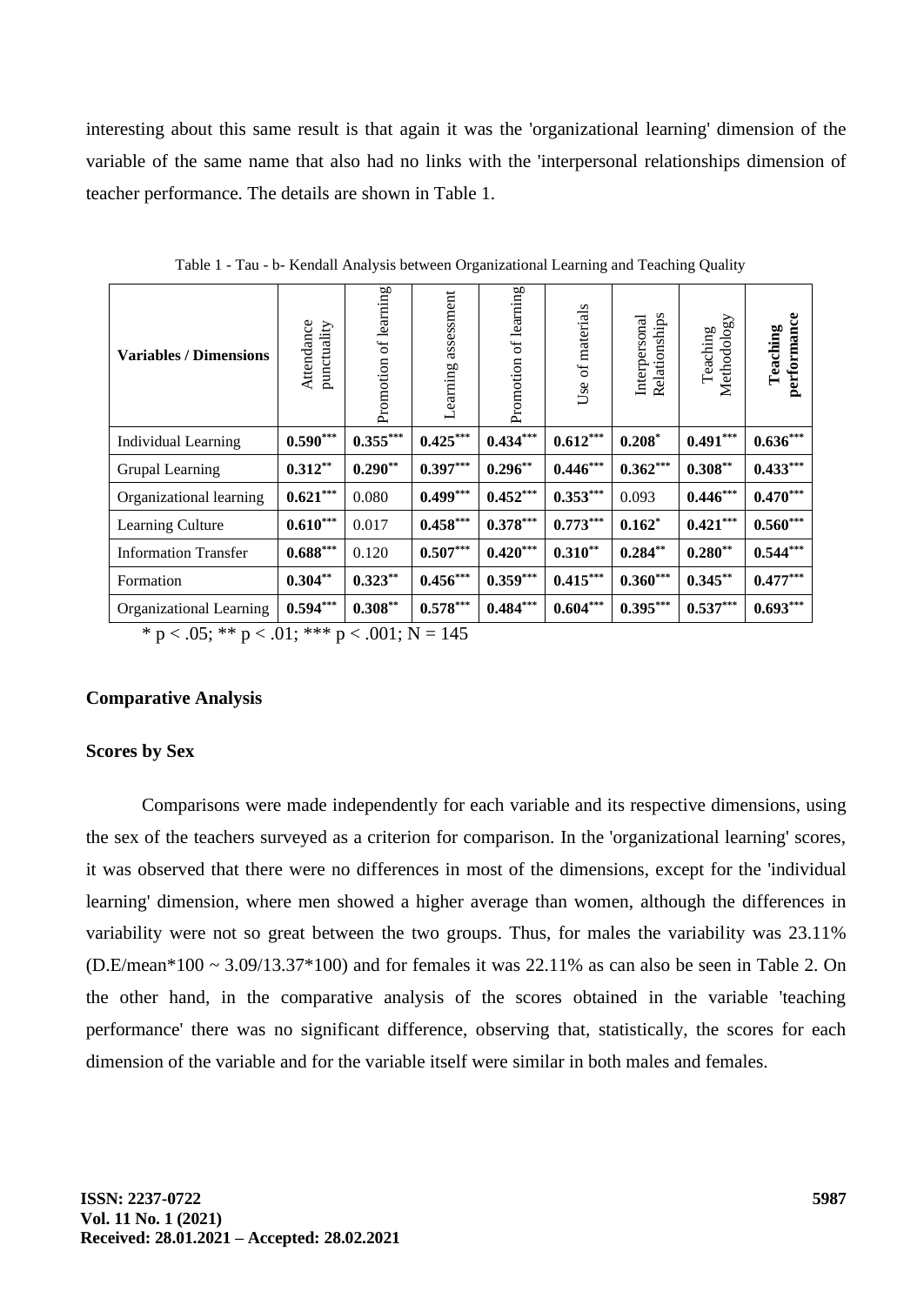interesting about this same result is that again it was the 'organizational learning' dimension of the variable of the same name that also had no links with the 'interpersonal relationships dimension of teacher performance. The details are shown in Table 1.

Table 1 - Tau - b- Kendall Analysis between Organizational Learning and Teaching Quality

| **Variables / Dimensions** | Attendance punctuality | Promotion of learning | Learning assessment | Promotion of learning | Use of materials | Interpersonal Relationships | Teaching Methodology | **Teaching performance** |
|---|---|---|---|---|---|---|---|---|
| Individual Learning | **0.590*** ** | **0.355*** ** | **0.425*** ** | **0.434*** ** | **0.612*** ** | **0.208* ** | **0.491*** ** | **0.636*** ** |
| Grupal Learning | **0.312** ** | **0.290** ** | **0.397*** ** | **0.296** ** | **0.446*** ** | **0.362*** ** | **0.308** ** | **0.433*** ** |
| Organizational learning | **0.621*** ** | 0.080 | **0.499*** ** | **0.452*** ** | **0.353*** ** | 0.093 | **0.446*** ** | **0.470*** ** |
| Learning Culture | **0.610*** ** | 0.017 | **0.458*** ** | **0.378*** ** | **0.773*** ** | **0.162* ** | **0.421*** ** | **0.560*** ** |
| Information Transfer | **0.688*** ** | 0.120 | **0.507*** ** | **0.420*** ** | **0.310** ** | **0.284** ** | **0.280** ** | **0.544*** ** |
| Formation | **0.304** ** | **0.323** ** | **0.456*** ** | **0.359*** ** | **0.415*** ** | **0.360*** ** | **0.345** ** | **0.477*** ** |
| Organizational Learning | **0.594*** ** | **0.308** ** | **0.578*** ** | **0.484*** ** | **0.604*** ** | **0.395*** ** | **0.537*** ** | **0.693*** ** |

* $p < .05$; ** $p < .01$; *** $p < .001$; N = 145

## Comparative Analysis

### Scores by Sex

Comparisons were made independently for each variable and its respective dimensions, using the sex of the teachers surveyed as a criterion for comparison. In the 'organizational learning' scores, it was observed that there were no differences in most of the dimensions, except for the 'individual learning' dimension, where men showed a higher average than women, although the differences in variability were not so great between the two groups. Thus, for males the variability was 23.11% (D.E/mean*100 ~ 3.09/13.37*100) and for females it was 22.11% as can also be seen in Table 2. On the other hand, in the comparative analysis of the scores obtained in the variable 'teaching performance' there was no significant difference, observing that, statistically, the scores for each dimension of the variable and for the variable itself were similar in both males and females.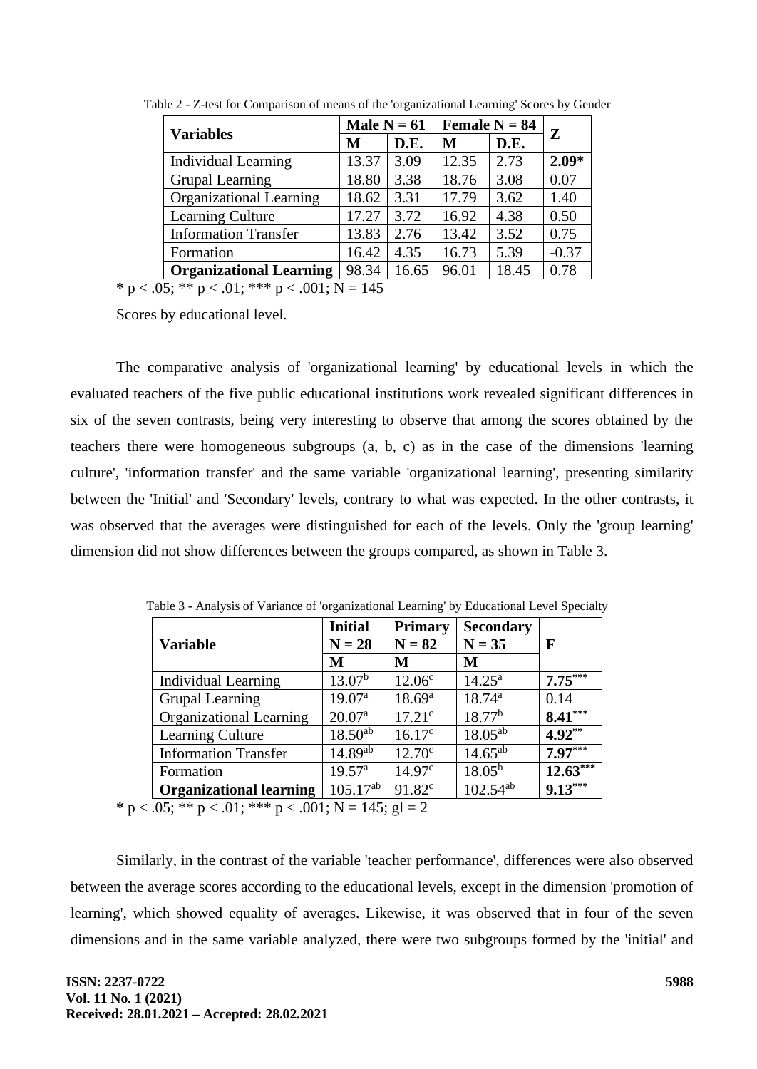Table 2 - Z-test for Comparison of means of the 'organizational Learning' Scores by Gender

| Variables | Male N = 61 | | Female N = 84 | | Z |
|---|---|---|---|---|---|
| | M | D.E. | M | D.E. | |
| Individual Learning | 13.37 | 3.09 | 12.35 | 2.73 | **2.09*** |
| Grupal Learning | 18.80 | 3.38 | 18.76 | 3.08 | 0.07 |
| Organizational Learning | 18.62 | 3.31 | 17.79 | 3.62 | 1.40 |
| Learning Culture | 17.27 | 3.72 | 16.92 | 4.38 | 0.50 |
| Information Transfer | 13.83 | 2.76 | 13.42 | 3.52 | 0.75 |
| Formation | 16.42 | 4.35 | 16.73 | 5.39 | -0.37 |
| **Organizational Learning** | 98.34 | 16.65 | 96.01 | 18.45 | 0.78 |

**\*** $p < .05$; ** $p < .01$; *** $p < .001$; N = 145

Scores by educational level.

The comparative analysis of 'organizational learning' by educational levels in which the evaluated teachers of the five public educational institutions work revealed significant differences in six of the seven contrasts, being very interesting to observe that among the scores obtained by the teachers there were homogeneous subgroups (a, b, c) as in the case of the dimensions 'learning culture', 'information transfer' and the same variable 'organizational learning', presenting similarity between the 'Initial' and 'Secondary' levels, contrary to what was expected. In the other contrasts, it was observed that the averages were distinguished for each of the levels. Only the 'group learning' dimension did not show differences between the groups compared, as shown in Table 3.

Table 3 - Analysis of Variance of 'organizational Learning' by Educational Level Specialty

| Variable | Initial N = 28 | Primary N = 82 | Secondary N = 35 | F |
|---|---|---|---|---|
| | M | M | M | |
| Individual Learning | $13.07^{b}$ | $12.06^{c}$ | $14.25^{a}$ | **$7.75^{***}$** |
| Grupal Learning | $19.07^{a}$ | $18.69^{a}$ | $18.74^{a}$ | 0.14 |
| Organizational Learning | $20.07^{a}$ | $17.21^{c}$ | $18.77^{b}$ | **$8.41^{***}$** |
| Learning Culture | $18.50^{ab}$ | $16.17^{c}$ | $18.05^{ab}$ | **$4.92^{**}$** |
| Information Transfer | $14.89^{ab}$ | $12.70^{c}$ | $14.65^{ab}$ | **$7.97^{***}$** |
| Formation | $19.57^{a}$ | $14.97^{c}$ | $18.05^{b}$ | **$12.63^{***}$** |
| **Organizational learning** | $105.17^{ab}$ | $91.82^{c}$ | $102.54^{ab}$ | **$9.13^{***}$** |

**\*** $p < .05$; ** $p < .01$; *** $p < .001$; N = 145; gl = 2

Similarly, in the contrast of the variable 'teacher performance', differences were also observed between the average scores according to the educational levels, except in the dimension 'promotion of learning', which showed equality of averages. Likewise, it was observed that in four of the seven dimensions and in the same variable analyzed, there were two subgroups formed by the 'initial' and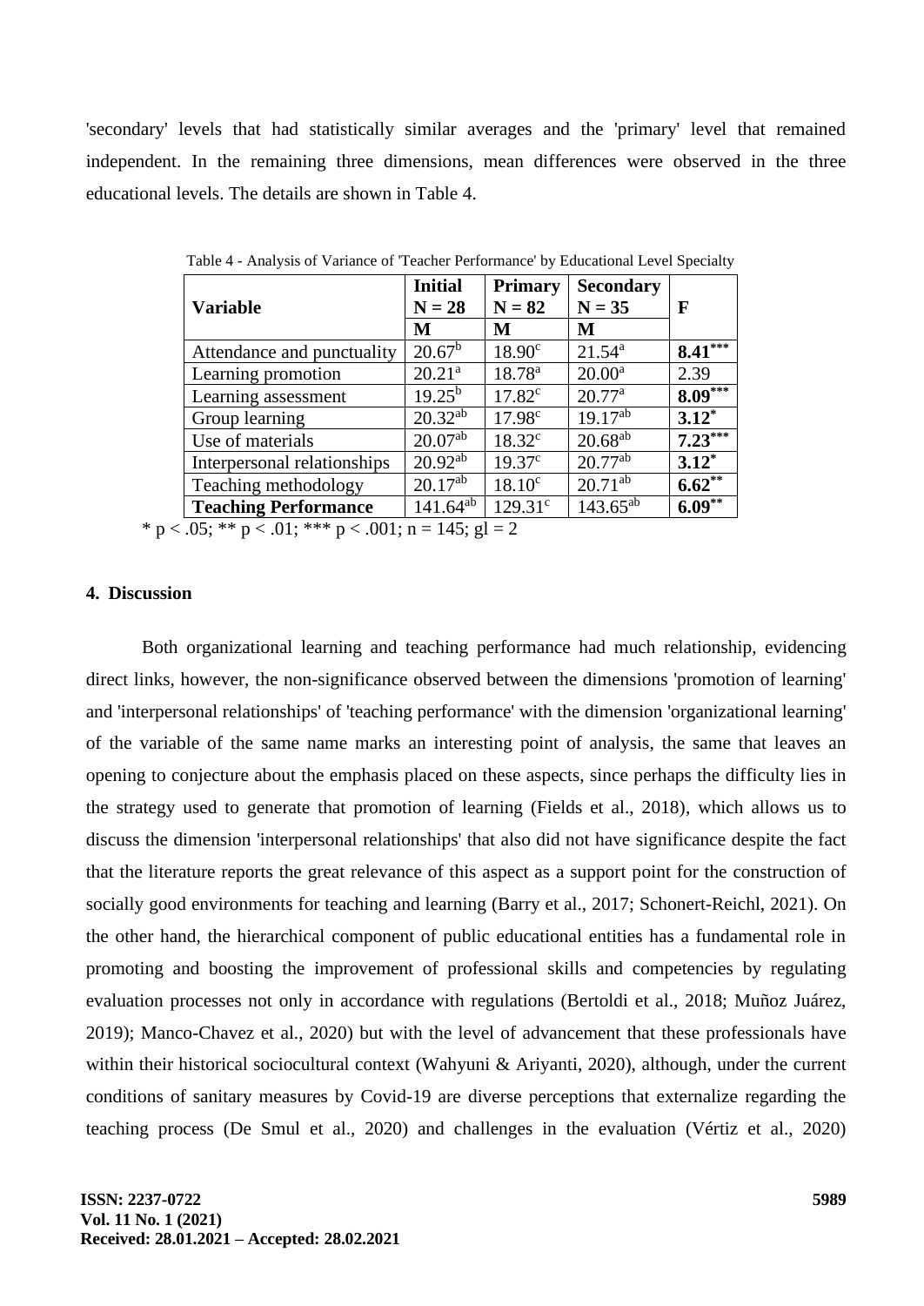'secondary' levels that had statistically similar averages and the 'primary' level that remained independent. In the remaining three dimensions, mean differences were observed in the three educational levels. The details are shown in Table 4.

Table 4 - Analysis of Variance of 'Teacher Performance' by Educational Level Specialty

| Variable | Initial N = 28 | Primary N = 82 | Secondary N = 35 | F |
|---|---|---|---|---|
| | M | M | M | |
| Attendance and punctuality | 20.67[b] | 18.90[c] | 21.54[a] | **8.41*****|
| Learning promotion | 20.21[a] | 18.78[a] | 20.00[a] | 2.39 |
| Learning assessment | 19.25[b] | 17.82[c] | 20.77[a] | **8.09***** |
| Group learning | 20.32[ab] | 17.98[c] | 19.17[ab] | **3.12*** |
| Use of materials | 20.07[ab] | 18.32[c] | 20.68[ab] | **7.23***** |
| Interpersonal relationships | 20.92[ab] | 19.37[c] | 20.77[ab] | **3.12*** |
| Teaching methodology | 20.17[ab] | 18.10[c] | 20.71[ab] | **6.62**** |
| **Teaching Performance** | 141.64[ab] | 129.31[c] | 143.65[ab] | **6.09**** |

* $p < .05$; ** $p < .01$; *** $p < .001$; n = 145; gl = 2

## 4. Discussion

Both organizational learning and teaching performance had much relationship, evidencing direct links, however, the non-significance observed between the dimensions 'promotion of learning' and 'interpersonal relationships' of 'teaching performance' with the dimension 'organizational learning' of the variable of the same name marks an interesting point of analysis, the same that leaves an opening to conjecture about the emphasis placed on these aspects, since perhaps the difficulty lies in the strategy used to generate that promotion of learning (Fields et al., 2018), which allows us to discuss the dimension 'interpersonal relationships' that also did not have significance despite the fact that the literature reports the great relevance of this aspect as a support point for the construction of socially good environments for teaching and learning (Barry et al., 2017; Schonert-Reichl, 2021). On the other hand, the hierarchical component of public educational entities has a fundamental role in promoting and boosting the improvement of professional skills and competencies by regulating evaluation processes not only in accordance with regulations (Bertoldi et al., 2018; Muñoz Juárez, 2019); Manco-Chavez et al., 2020) but with the level of advancement that these professionals have within their historical sociocultural context (Wahyuni & Ariyanti, 2020), although, under the current conditions of sanitary measures by Covid-19 are diverse perceptions that externalize regarding the teaching process (De Smul et al., 2020) and challenges in the evaluation (Vértiz et al., 2020)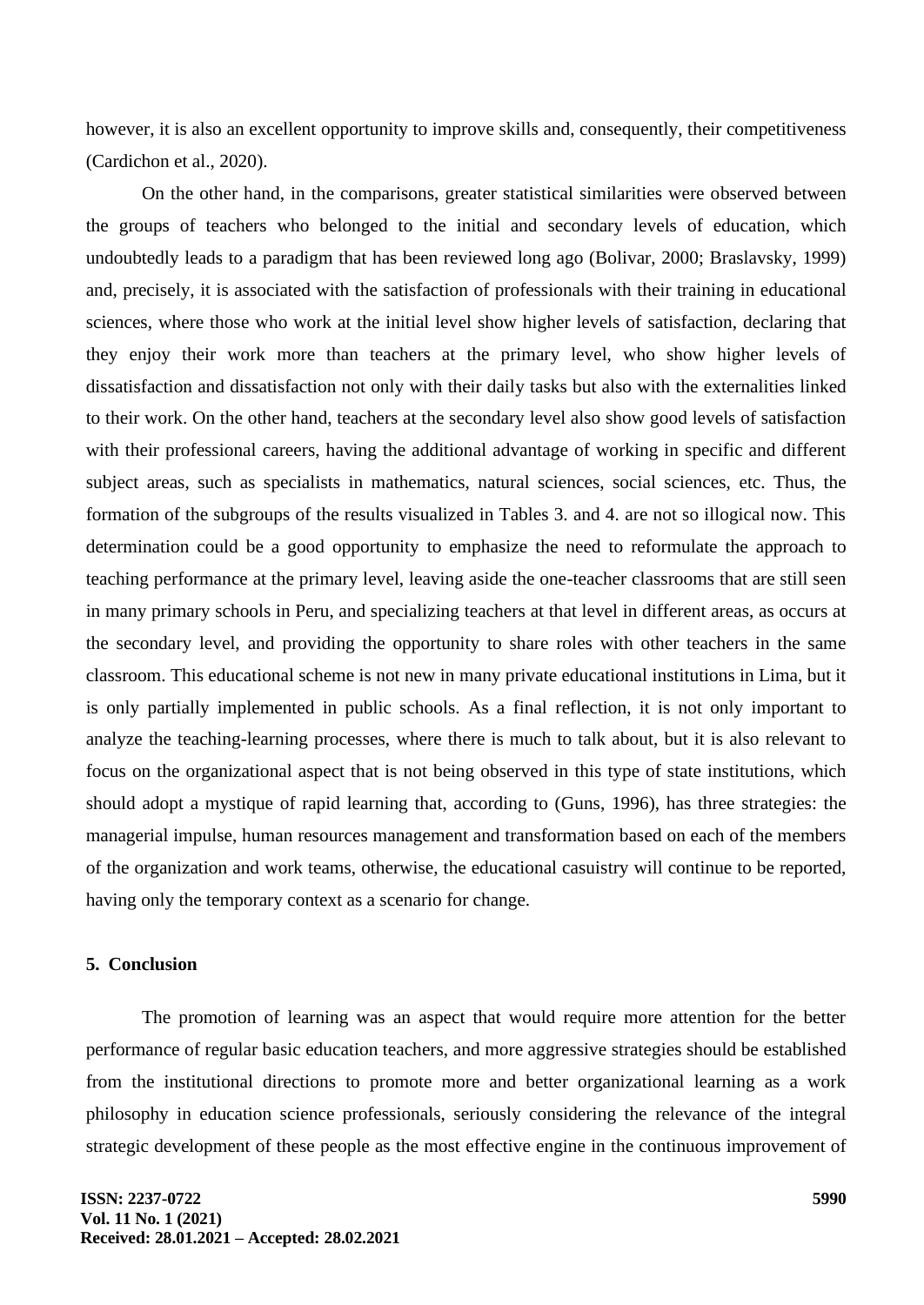however, it is also an excellent opportunity to improve skills and, consequently, their competitiveness (Cardichon et al., 2020).

On the other hand, in the comparisons, greater statistical similarities were observed between the groups of teachers who belonged to the initial and secondary levels of education, which undoubtedly leads to a paradigm that has been reviewed long ago (Bolivar, 2000; Braslavsky, 1999) and, precisely, it is associated with the satisfaction of professionals with their training in educational sciences, where those who work at the initial level show higher levels of satisfaction, declaring that they enjoy their work more than teachers at the primary level, who show higher levels of dissatisfaction and dissatisfaction not only with their daily tasks but also with the externalities linked to their work. On the other hand, teachers at the secondary level also show good levels of satisfaction with their professional careers, having the additional advantage of working in specific and different subject areas, such as specialists in mathematics, natural sciences, social sciences, etc. Thus, the formation of the subgroups of the results visualized in Tables 3. and 4. are not so illogical now. This determination could be a good opportunity to emphasize the need to reformulate the approach to teaching performance at the primary level, leaving aside the one-teacher classrooms that are still seen in many primary schools in Peru, and specializing teachers at that level in different areas, as occurs at the secondary level, and providing the opportunity to share roles with other teachers in the same classroom. This educational scheme is not new in many private educational institutions in Lima, but it is only partially implemented in public schools. As a final reflection, it is not only important to analyze the teaching-learning processes, where there is much to talk about, but it is also relevant to focus on the organizational aspect that is not being observed in this type of state institutions, which should adopt a mystique of rapid learning that, according to (Guns, 1996), has three strategies: the managerial impulse, human resources management and transformation based on each of the members of the organization and work teams, otherwise, the educational casuistry will continue to be reported, having only the temporary context as a scenario for change.

## 5. Conclusion

The promotion of learning was an aspect that would require more attention for the better performance of regular basic education teachers, and more aggressive strategies should be established from the institutional directions to promote more and better organizational learning as a work philosophy in education science professionals, seriously considering the relevance of the integral strategic development of these people as the most effective engine in the continuous improvement of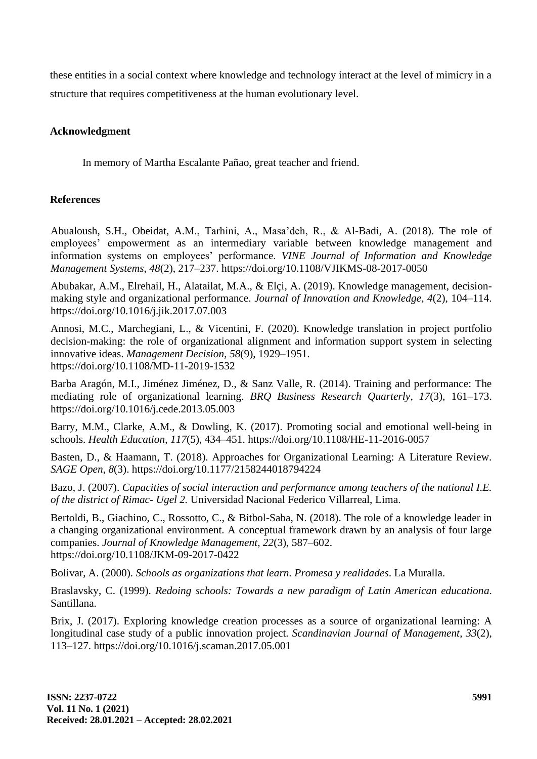these entities in a social context where knowledge and technology interact at the level of mimicry in a structure that requires competitiveness at the human evolutionary level.

## Acknowledgment

In memory of Martha Escalante Pañao, great teacher and friend.

## References

Abualoush, S.H., Obeidat, A.M., Tarhini, A., Masa'deh, R., & Al-Badi, A. (2018). The role of employees' empowerment as an intermediary variable between knowledge management and information systems on employees' performance. *VINE Journal of Information and Knowledge Management Systems*, *48*(2), 217–237. https://doi.org/10.1108/VJIKMS-08-2017-0050

Abubakar, A.M., Elrehail, H., Alatailat, M.A., & Elçi, A. (2019). Knowledge management, decision-making style and organizational performance. *Journal of Innovation and Knowledge*, *4*(2), 104–114. https://doi.org/10.1016/j.jik.2017.07.003

Annosi, M.C., Marchegiani, L., & Vicentini, F. (2020). Knowledge translation in project portfolio decision-making: the role of organizational alignment and information support system in selecting innovative ideas. *Management Decision*, *58*(9), 1929–1951. https://doi.org/10.1108/MD-11-2019-1532

Barba Aragón, M.I., Jiménez Jiménez, D., & Sanz Valle, R. (2014). Training and performance: The mediating role of organizational learning. *BRQ Business Research Quarterly*, *17*(3), 161–173. https://doi.org/10.1016/j.cede.2013.05.003

Barry, M.M., Clarke, A.M., & Dowling, K. (2017). Promoting social and emotional well-being in schools. *Health Education*, *117*(5), 434–451. https://doi.org/10.1108/HE-11-2016-0057

Basten, D., & Haamann, T. (2018). Approaches for Organizational Learning: A Literature Review. *SAGE Open*, *8*(3). https://doi.org/10.1177/2158244018794224

Bazo, J. (2007). *Capacities of social interaction and performance among teachers of the national I.E. of the district of Rimac- Ugel 2.* Universidad Nacional Federico Villarreal, Lima.

Bertoldi, B., Giachino, C., Rossotto, C., & Bitbol-Saba, N. (2018). The role of a knowledge leader in a changing organizational environment. A conceptual framework drawn by an analysis of four large companies. *Journal of Knowledge Management*, *22*(3), 587–602. https://doi.org/10.1108/JKM-09-2017-0422

Bolivar, A. (2000). *Schools as organizations that learn. Promesa y realidades*. La Muralla.

Braslavsky, C. (1999). *Redoing schools: Towards a new paradigm of Latin American educationa*. Santillana.

Brix, J. (2017). Exploring knowledge creation processes as a source of organizational learning: A longitudinal case study of a public innovation project. *Scandinavian Journal of Management*, *33*(2), 113–127. https://doi.org/10.1016/j.scaman.2017.05.001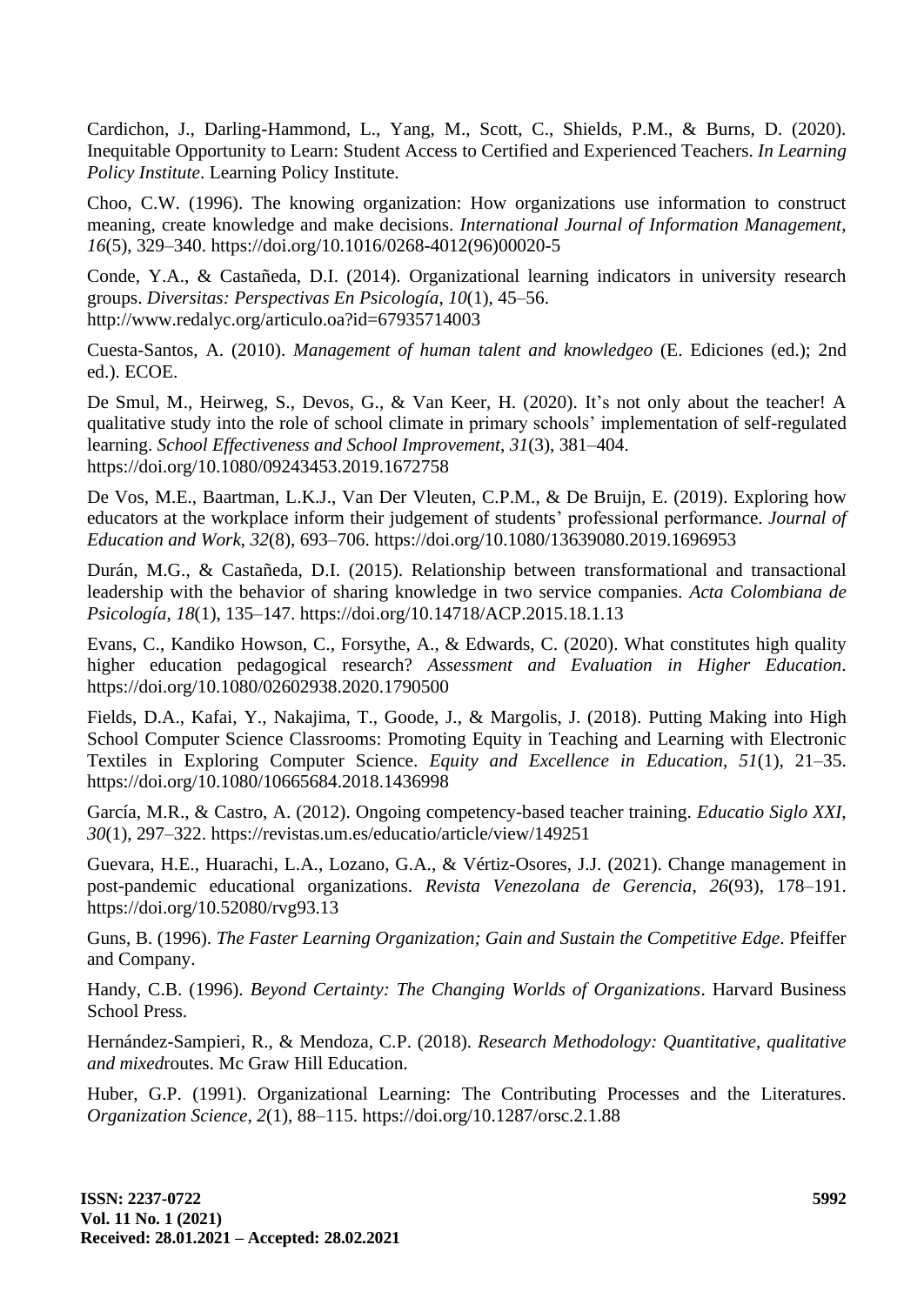Cardichon, J., Darling-Hammond, L., Yang, M., Scott, C., Shields, P.M., & Burns, D. (2020). Inequitable Opportunity to Learn: Student Access to Certified and Experienced Teachers. *In Learning Policy Institute*. Learning Policy Institute.

Choo, C.W. (1996). The knowing organization: How organizations use information to construct meaning, create knowledge and make decisions. *International Journal of Information Management*, *16*(5), 329–340. https://doi.org/10.1016/0268-4012(96)00020-5

Conde, Y.A., & Castañeda, D.I. (2014). Organizational learning indicators in university research groups. *Diversitas: Perspectivas En Psicología*, *10*(1), 45–56. http://www.redalyc.org/articulo.oa?id=67935714003

Cuesta-Santos, A. (2010). *Management of human talent and knowledgeo* (E. Ediciones (ed.); 2nd ed.). ECOE.

De Smul, M., Heirweg, S., Devos, G., & Van Keer, H. (2020). It's not only about the teacher! A qualitative study into the role of school climate in primary schools' implementation of self-regulated learning. *School Effectiveness and School Improvement*, *31*(3), 381–404. https://doi.org/10.1080/09243453.2019.1672758

De Vos, M.E., Baartman, L.K.J., Van Der Vleuten, C.P.M., & De Bruijn, E. (2019). Exploring how educators at the workplace inform their judgement of students' professional performance. *Journal of Education and Work*, *32*(8), 693–706. https://doi.org/10.1080/13639080.2019.1696953

Durán, M.G., & Castañeda, D.I. (2015). Relationship between transformational and transactional leadership with the behavior of sharing knowledge in two service companies. *Acta Colombiana de Psicología*, *18*(1), 135–147. https://doi.org/10.14718/ACP.2015.18.1.13

Evans, C., Kandiko Howson, C., Forsythe, A., & Edwards, C. (2020). What constitutes high quality higher education pedagogical research? *Assessment and Evaluation in Higher Education*. https://doi.org/10.1080/02602938.2020.1790500

Fields, D.A., Kafai, Y., Nakajima, T., Goode, J., & Margolis, J. (2018). Putting Making into High School Computer Science Classrooms: Promoting Equity in Teaching and Learning with Electronic Textiles in Exploring Computer Science. *Equity and Excellence in Education*, *51*(1), 21–35. https://doi.org/10.1080/10665684.2018.1436998

García, M.R., & Castro, A. (2012). Ongoing competency-based teacher training. *Educatio Siglo XXI*, *30*(1), 297–322. https://revistas.um.es/educatio/article/view/149251

Guevara, H.E., Huarachi, L.A., Lozano, G.A., & Vértiz-Osores, J.J. (2021). Change management in post-pandemic educational organizations. *Revista Venezolana de Gerencia*, *26*(93), 178–191. https://doi.org/10.52080/rvg93.13

Guns, B. (1996). *The Faster Learning Organization; Gain and Sustain the Competitive Edge*. Pfeiffer and Company.

Handy, C.B. (1996). *Beyond Certainty: The Changing Worlds of Organizations*. Harvard Business School Press.

Hernández-Sampieri, R., & Mendoza, C.P. (2018). *Research Methodology: Quantitative, qualitative and mixed*routes. Mc Graw Hill Education.

Huber, G.P. (1991). Organizational Learning: The Contributing Processes and the Literatures. *Organization Science*, *2*(1), 88–115. https://doi.org/10.1287/orsc.2.1.88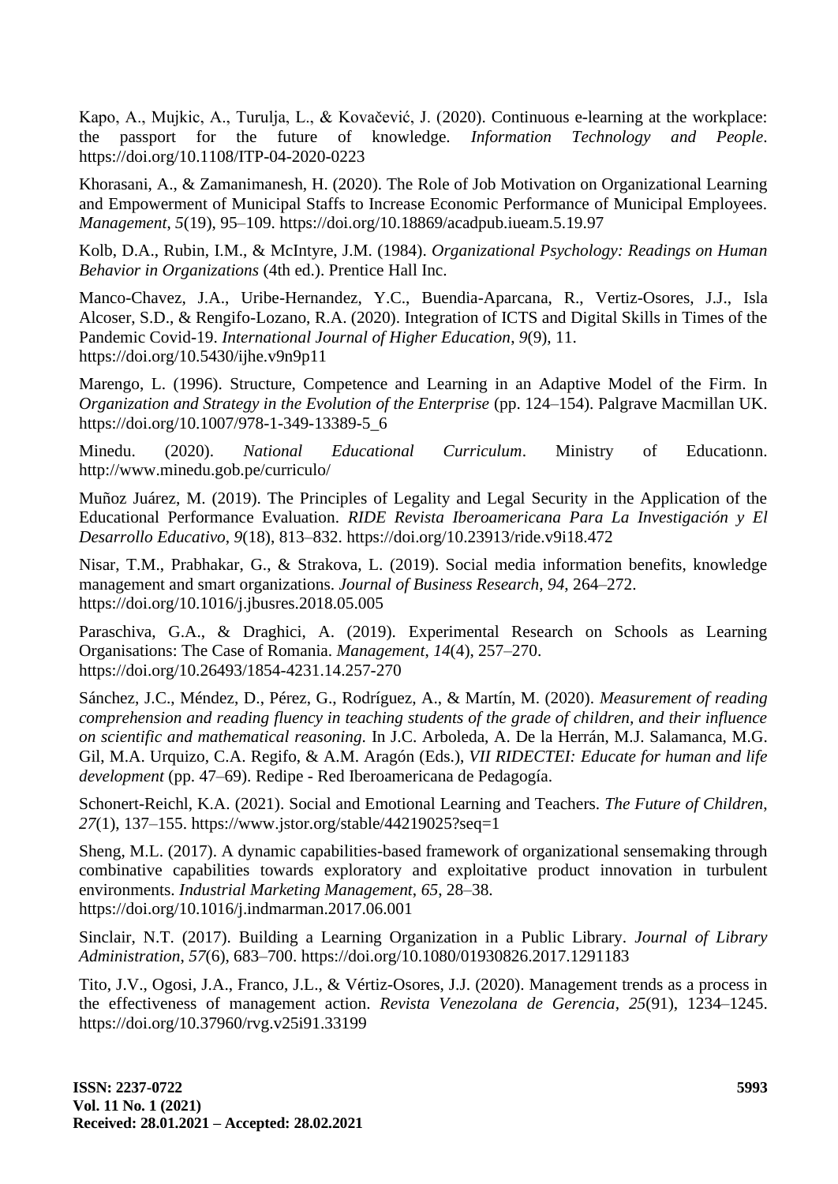Kapo, A., Mujkic, A., Turulja, L., & Kovačević, J. (2020). Continuous e-learning at the workplace: the passport for the future of knowledge. *Information Technology and People*. https://doi.org/10.1108/ITP-04-2020-0223

Khorasani, A., & Zamanimanesh, H. (2020). The Role of Job Motivation on Organizational Learning and Empowerment of Municipal Staffs to Increase Economic Performance of Municipal Employees. *Management*, *5*(19), 95–109. https://doi.org/10.18869/acadpub.iueam.5.19.97

Kolb, D.A., Rubin, I.M., & McIntyre, J.M. (1984). *Organizational Psychology: Readings on Human Behavior in Organizations* (4th ed.). Prentice Hall Inc.

Manco-Chavez, J.A., Uribe-Hernandez, Y.C., Buendia-Aparcana, R., Vertiz-Osores, J.J., Isla Alcoser, S.D., & Rengifo-Lozano, R.A. (2020). Integration of ICTS and Digital Skills in Times of the Pandemic Covid-19. *International Journal of Higher Education*, *9*(9), 11. https://doi.org/10.5430/ijhe.v9n9p11

Marengo, L. (1996). Structure, Competence and Learning in an Adaptive Model of the Firm. In *Organization and Strategy in the Evolution of the Enterprise* (pp. 124–154). Palgrave Macmillan UK. https://doi.org/10.1007/978-1-349-13389-5_6

Minedu. (2020). *National Educational Curriculum*. Ministry of Educationn. http://www.minedu.gob.pe/curriculo/

Muñoz Juárez, M. (2019). The Principles of Legality and Legal Security in the Application of the Educational Performance Evaluation. *RIDE Revista Iberoamericana Para La Investigación y El Desarrollo Educativo*, *9*(18), 813–832. https://doi.org/10.23913/ride.v9i18.472

Nisar, T.M., Prabhakar, G., & Strakova, L. (2019). Social media information benefits, knowledge management and smart organizations. *Journal of Business Research*, *94*, 264–272. https://doi.org/10.1016/j.jbusres.2018.05.005

Paraschiva, G.A., & Draghici, A. (2019). Experimental Research on Schools as Learning Organisations: The Case of Romania. *Management*, *14*(4), 257–270. https://doi.org/10.26493/1854-4231.14.257-270

Sánchez, J.C., Méndez, D., Pérez, G., Rodríguez, A., & Martín, M. (2020). *Measurement of reading comprehension and reading fluency in teaching students of the grade of children, and their influence on scientific and mathematical reasoning.* In J.C. Arboleda, A. De la Herrán, M.J. Salamanca, M.G. Gil, M.A. Urquizo, C.A. Regifo, & A.M. Aragón (Eds.), *VII RIDECTEI: Educate for human and life development* (pp. 47–69). Redipe - Red Iberoamericana de Pedagogía.

Schonert-Reichl, K.A. (2021). Social and Emotional Learning and Teachers. *The Future of Children*, *27*(1), 137–155. https://www.jstor.org/stable/44219025?seq=1

Sheng, M.L. (2017). A dynamic capabilities-based framework of organizational sensemaking through combinative capabilities towards exploratory and exploitative product innovation in turbulent environments. *Industrial Marketing Management*, *65*, 28–38. https://doi.org/10.1016/j.indmarman.2017.06.001

Sinclair, N.T. (2017). Building a Learning Organization in a Public Library. *Journal of Library Administration*, *57*(6), 683–700. https://doi.org/10.1080/01930826.2017.1291183

Tito, J.V., Ogosi, J.A., Franco, J.L., & Vértiz-Osores, J.J. (2020). Management trends as a process in the effectiveness of management action. *Revista Venezolana de Gerencia*, *25*(91), 1234–1245. https://doi.org/10.37960/rvg.v25i91.33199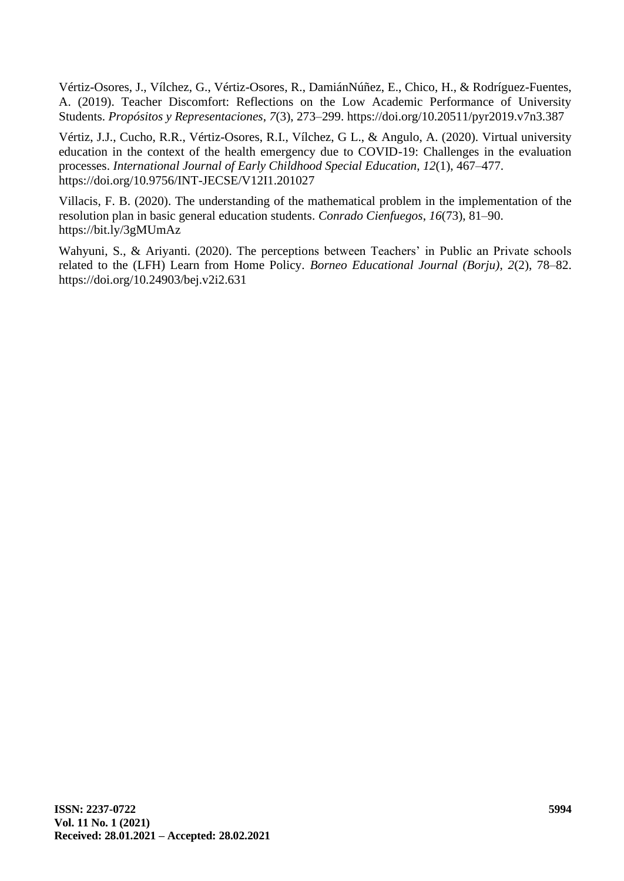Vértiz-Osores, J., Vílchez, G., Vértiz-Osores, R., DamiánNúñez, E., Chico, H., & Rodríguez-Fuentes, A. (2019). Teacher Discomfort: Reflections on the Low Academic Performance of University Students. *Propósitos y Representaciones*, *7*(3), 273–299. https://doi.org/10.20511/pyr2019.v7n3.387

Vértiz, J.J., Cucho, R.R., Vértiz-Osores, R.I., Vílchez, G L., & Angulo, A. (2020). Virtual university education in the context of the health emergency due to COVID-19: Challenges in the evaluation processes. *International Journal of Early Childhood Special Education*, *12*(1), 467–477. https://doi.org/10.9756/INT-JECSE/V12I1.201027

Villacis, F. B. (2020). The understanding of the mathematical problem in the implementation of the resolution plan in basic general education students. *Conrado Cienfuegos*, *16*(73), 81–90. https://bit.ly/3gMUmAz

Wahyuni, S., & Ariyanti. (2020). The perceptions between Teachers' in Public an Private schools related to the (LFH) Learn from Home Policy. *Borneo Educational Journal (Borju)*, *2*(2), 78–82. https://doi.org/10.24903/bej.v2i2.631